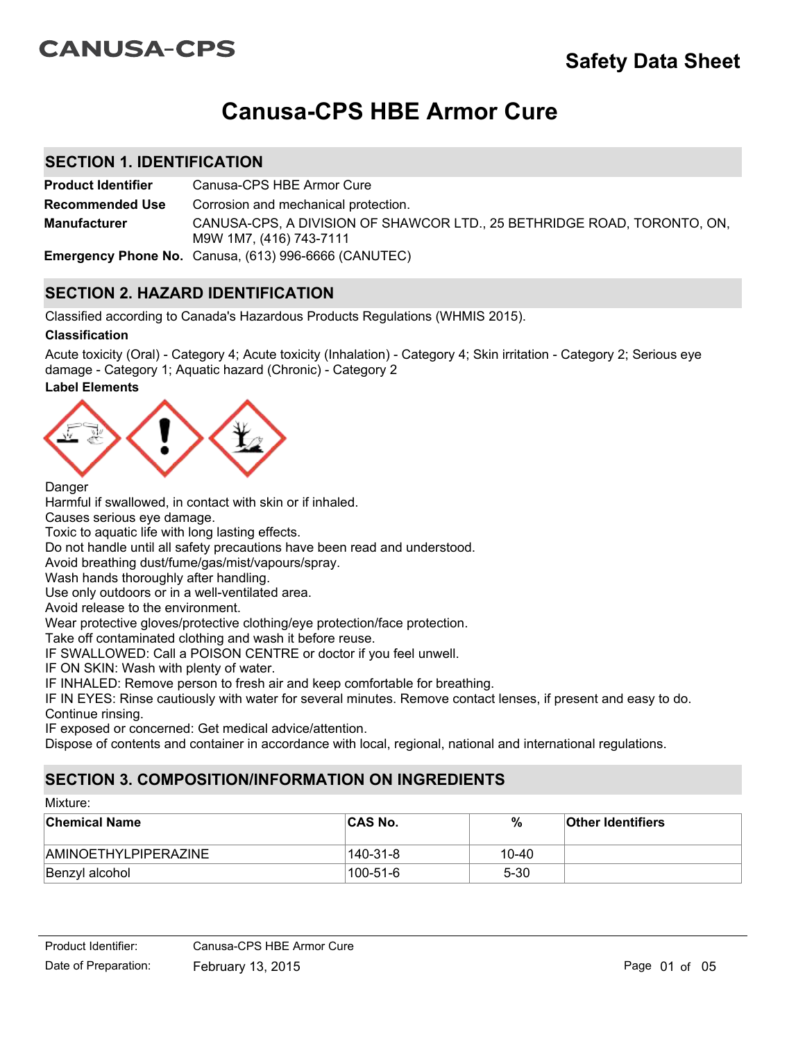CANUSA-CPS

# Safety Data Sheet

# Canusa-CPS HBE Armor Cure

## SECTION 1. IDENTIFICATION

**Product Identifier** Canusa-CPS HBE Armor Cure

**Recommended Use** Corrosion and mechanical protection.

**Manufacturer** CANUSA-CPS, A DIVISION OF SHAWCOR LTD., 25 BETHRIDGE ROAD, TORONTO, ON, M9W 1M7, (416) 743-7111

**Emergency Phone No.** Canusa, (613) 996-6666 (CANUTEC)

## SECTION 2. HAZARD IDENTIFICATION

Classified according to Canada's Hazardous Products Regulations (WHMIS 2015).

**Classification**

Acute toxicity (Oral) - Category 4; Acute toxicity (Inhalation) - Category 4; Skin irritation - Category 2; Serious eye damage - Category 1; Aquatic hazard (Chronic) - Category 2

**Label Elements**

Danger

Harmful if swallowed, in contact with skin or if inhaled.

Causes serious eye damage.

Toxic to aquatic life with long lasting effects.

Do not handle until all safety precautions have been read and understood.

Avoid breathing dust/fume/gas/mist/vapours/spray.

Wash hands thoroughly after handling.

Use only outdoors or in a well-ventilated area.

Avoid release to the environment.

Wear protective gloves/protective clothing/eye protection/face protection.

Take off contaminated clothing and wash it before reuse.

IF SWALLOWED: Call a POISON CENTRE or doctor if you feel unwell.

IF ON SKIN: Wash with plenty of water.

IF INHALED: Remove person to fresh air and keep comfortable for breathing.

IF IN EYES: Rinse cautiously with water for several minutes. Remove contact lenses, if present and easy to do. Continue rinsing.

IF exposed or concerned: Get medical advice/attention.

Dispose of contents and container in accordance with local, regional, national and international regulations.

## SECTION 3. COMPOSITION/INFORMATION ON INGREDIENTS

Mixture:

| Chemical Name | CAS No. | % | Other Identifiers |
|---|---|---|---|
| AMINOETHYLPIPERAZINE | 140-31-8 | 10-40 | |
| Benzyl alcohol | 100-51-6 | 5-30 | |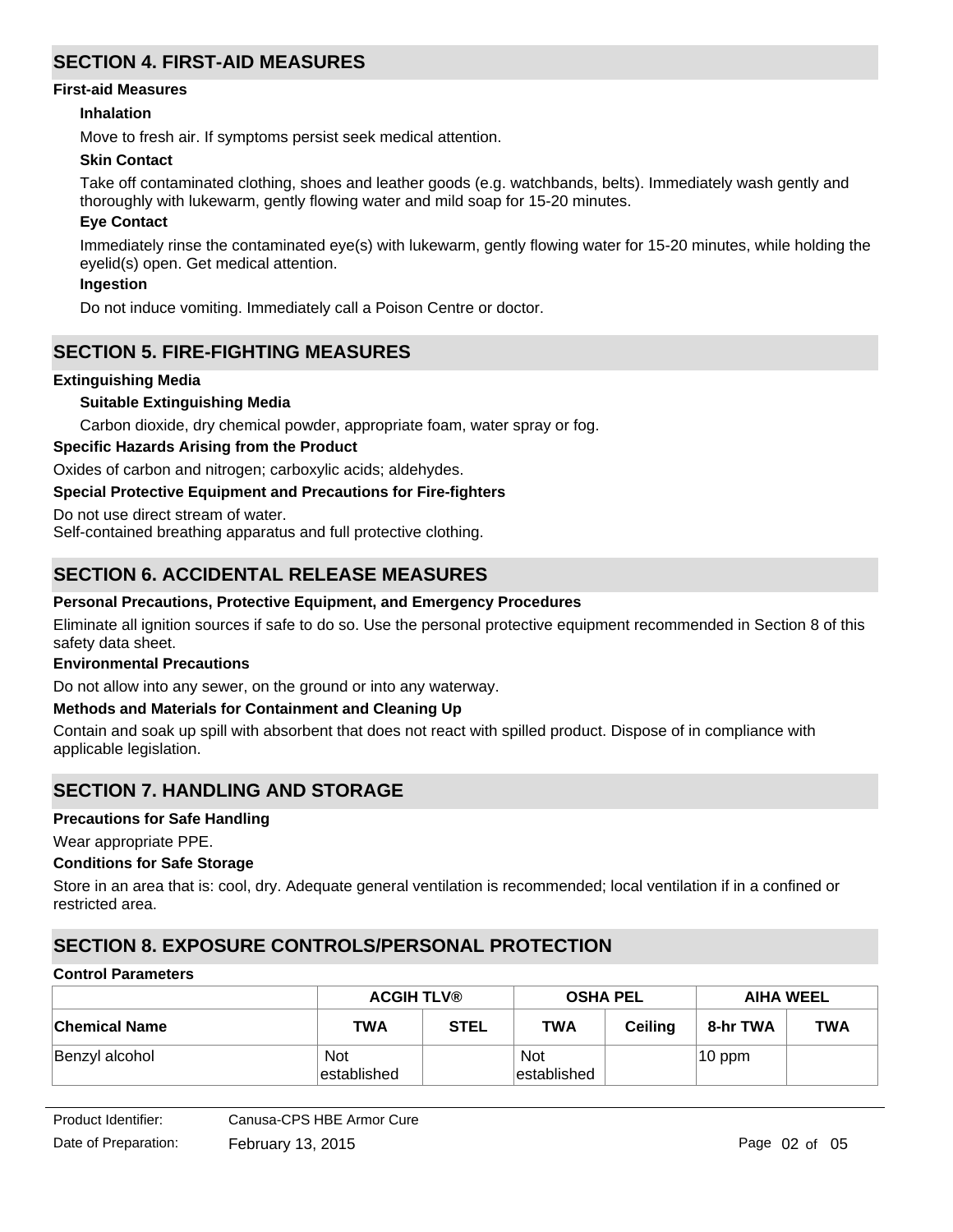## SECTION 4. FIRST-AID MEASURES

### First-aid Measures

**Inhalation**

Move to fresh air. If symptoms persist seek medical attention.

**Skin Contact**

Take off contaminated clothing, shoes and leather goods (e.g. watchbands, belts). Immediately wash gently and thoroughly with lukewarm, gently flowing water and mild soap for 15-20 minutes.

**Eye Contact**

Immediately rinse the contaminated eye(s) with lukewarm, gently flowing water for 15-20 minutes, while holding the eyelid(s) open. Get medical attention.

**Ingestion**

Do not induce vomiting. Immediately call a Poison Centre or doctor.

## SECTION 5. FIRE-FIGHTING MEASURES

### Extinguishing Media

**Suitable Extinguishing Media**

Carbon dioxide, dry chemical powder, appropriate foam, water spray or fog.

### Specific Hazards Arising from the Product

Oxides of carbon and nitrogen; carboxylic acids; aldehydes.

### Special Protective Equipment and Precautions for Fire-fighters

Do not use direct stream of water.
Self-contained breathing apparatus and full protective clothing.

## SECTION 6. ACCIDENTAL RELEASE MEASURES

### Personal Precautions, Protective Equipment, and Emergency Procedures

Eliminate all ignition sources if safe to do so. Use the personal protective equipment recommended in Section 8 of this safety data sheet.

### Environmental Precautions

Do not allow into any sewer, on the ground or into any waterway.

### Methods and Materials for Containment and Cleaning Up

Contain and soak up spill with absorbent that does not react with spilled product. Dispose of in compliance with applicable legislation.

## SECTION 7. HANDLING AND STORAGE

### Precautions for Safe Handling

Wear appropriate PPE.

### Conditions for Safe Storage

Store in an area that is: cool, dry. Adequate general ventilation is recommended; local ventilation if in a confined or restricted area.

## SECTION 8. EXPOSURE CONTROLS/PERSONAL PROTECTION

### Control Parameters

| | ACGIH TLV® | | OSHA PEL | | AIHA WEEL | |
|---|---|---|---|---|---|---|
| **Chemical Name** | **TWA** | **STEL** | **TWA** | **Ceiling** | **8-hr TWA** | **TWA** |
| Benzyl alcohol | Not established | | Not established | | 10 ppm | |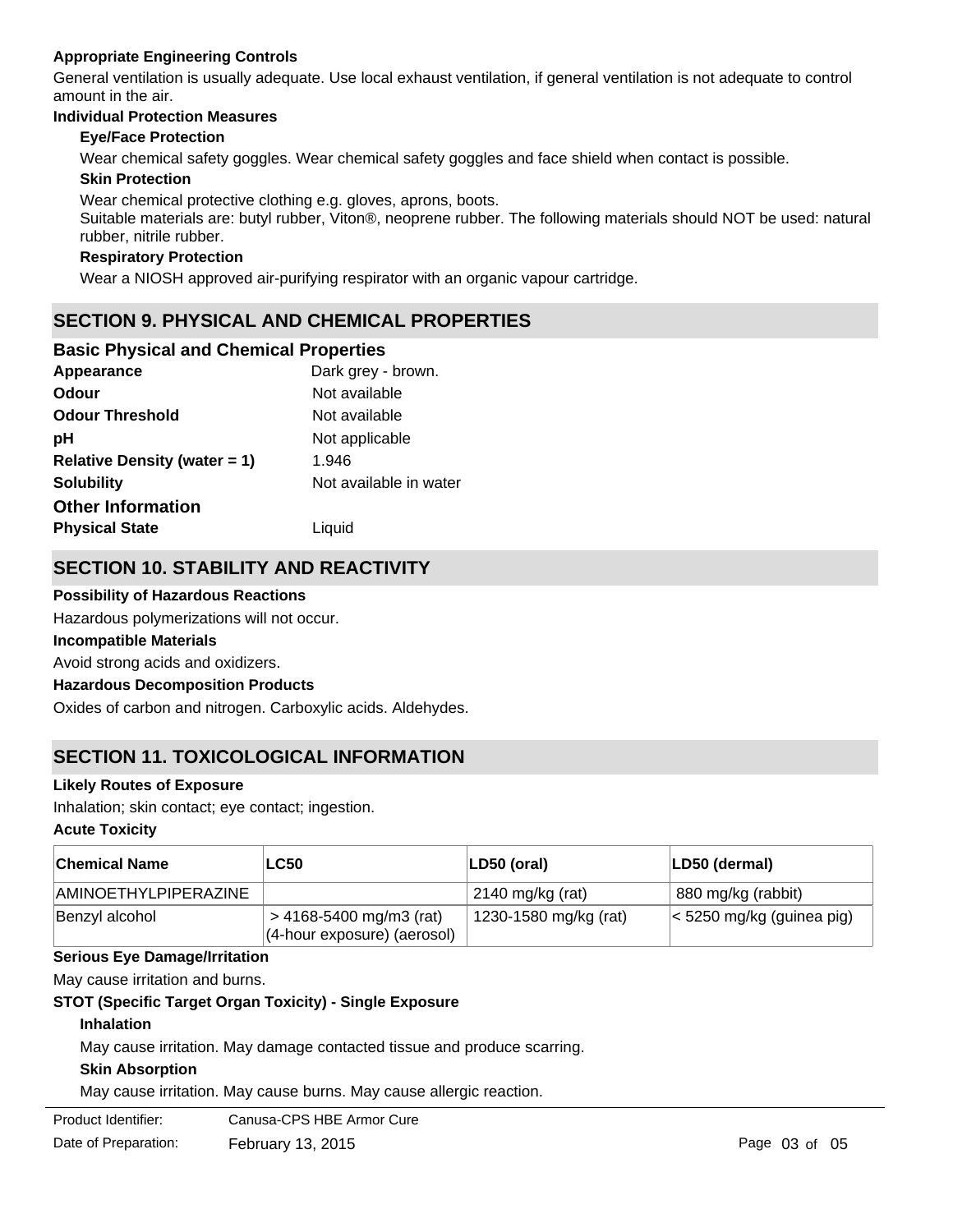**Appropriate Engineering Controls**

General ventilation is usually adequate. Use local exhaust ventilation, if general ventilation is not adequate to control amount in the air.

**Individual Protection Measures**

**Eye/Face Protection**

Wear chemical safety goggles. Wear chemical safety goggles and face shield when contact is possible.

**Skin Protection**

Wear chemical protective clothing e.g. gloves, aprons, boots.
Suitable materials are: butyl rubber, Viton®, neoprene rubber. The following materials should NOT be used: natural rubber, nitrile rubber.

**Respiratory Protection**

Wear a NIOSH approved air-purifying respirator with an organic vapour cartridge.

## SECTION 9. PHYSICAL AND CHEMICAL PROPERTIES

### Basic Physical and Chemical Properties

**Appearance** Dark grey - brown.

**Odour** Not available

**Odour Threshold** Not available

**pH** Not applicable

**Relative Density (water = 1)** 1.946

**Solubility** Not available in water

### Other Information

**Physical State** Liquid

## SECTION 10. STABILITY AND REACTIVITY

**Possibility of Hazardous Reactions**

Hazardous polymerizations will not occur.

**Incompatible Materials**

Avoid strong acids and oxidizers.

**Hazardous Decomposition Products**

Oxides of carbon and nitrogen. Carboxylic acids. Aldehydes.

## SECTION 11. TOXICOLOGICAL INFORMATION

**Likely Routes of Exposure**

Inhalation; skin contact; eye contact; ingestion.

**Acute Toxicity**

| Chemical Name | LC50 | LD50 (oral) | LD50 (dermal) |
|---|---|---|---|
| AMINOETHYLPIPERAZINE | | 2140 mg/kg (rat) | 880 mg/kg (rabbit) |
| Benzyl alcohol | > 4168-5400 mg/m3 (rat) (4-hour exposure) (aerosol) | 1230-1580 mg/kg (rat) | < 5250 mg/kg (guinea pig) |

**Serious Eye Damage/Irritation**

May cause irritation and burns.

**STOT (Specific Target Organ Toxicity) - Single Exposure**

**Inhalation**

May cause irritation. May damage contacted tissue and produce scarring.

**Skin Absorption**

May cause irritation. May cause burns. May cause allergic reaction.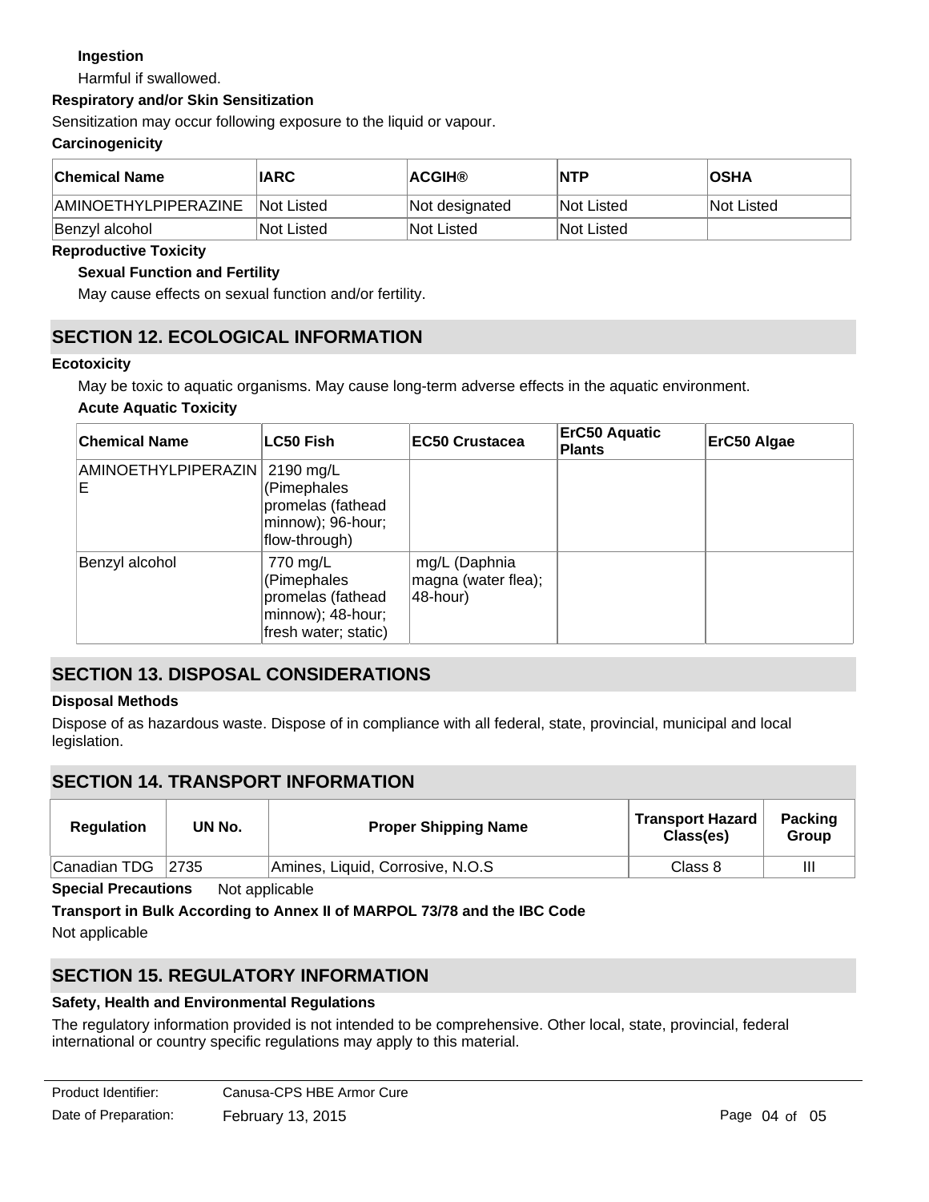**Ingestion**

Harmful if swallowed.

**Respiratory and/or Skin Sensitization**

Sensitization may occur following exposure to the liquid or vapour.

**Carcinogenicity**

| Chemical Name | IARC | ACGIH® | NTP | OSHA |
| --- | --- | --- | --- | --- |
| AMINOETHYLPIPERAZINE | Not Listed | Not designated | Not Listed | Not Listed |
| Benzyl alcohol | Not Listed | Not Listed | Not Listed | |

**Reproductive Toxicity**

**Sexual Function and Fertility**

May cause effects on sexual function and/or fertility.

## SECTION 12. ECOLOGICAL INFORMATION

**Ecotoxicity**

May be toxic to aquatic organisms. May cause long-term adverse effects in the aquatic environment.

**Acute Aquatic Toxicity**

| Chemical Name | LC50 Fish | EC50 Crustacea | ErC50 Aquatic Plants | ErC50 Algae |
| --- | --- | --- | --- | --- |
| AMINOETHYLPIPERAZINE | 2190 mg/L (Pimephales promelas (fathead minnow); 96-hour; flow-through) | | | |
| Benzyl alcohol | 770 mg/L (Pimephales promelas (fathead minnow); 48-hour; fresh water; static) | mg/L (Daphnia magna (water flea); 48-hour) | | |

## SECTION 13. DISPOSAL CONSIDERATIONS

**Disposal Methods**

Dispose of as hazardous waste. Dispose of in compliance with all federal, state, provincial, municipal and local legislation.

## SECTION 14. TRANSPORT INFORMATION

| Regulation | UN No. | Proper Shipping Name | Transport Hazard Class(es) | Packing Group |
| --- | --- | --- | --- | --- |
| Canadian TDG | 2735 | Amines, Liquid, Corrosive, N.O.S | Class 8 | III |

**Special Precautions** Not applicable

**Transport in Bulk According to Annex II of MARPOL 73/78 and the IBC Code**

Not applicable

## SECTION 15. REGULATORY INFORMATION

**Safety, Health and Environmental Regulations**

The regulatory information provided is not intended to be comprehensive. Other local, state, provincial, federal international or country specific regulations may apply to this material.

Product Identifier: Canusa-CPS HBE Armor Cure

Date of Preparation: February 13, 2015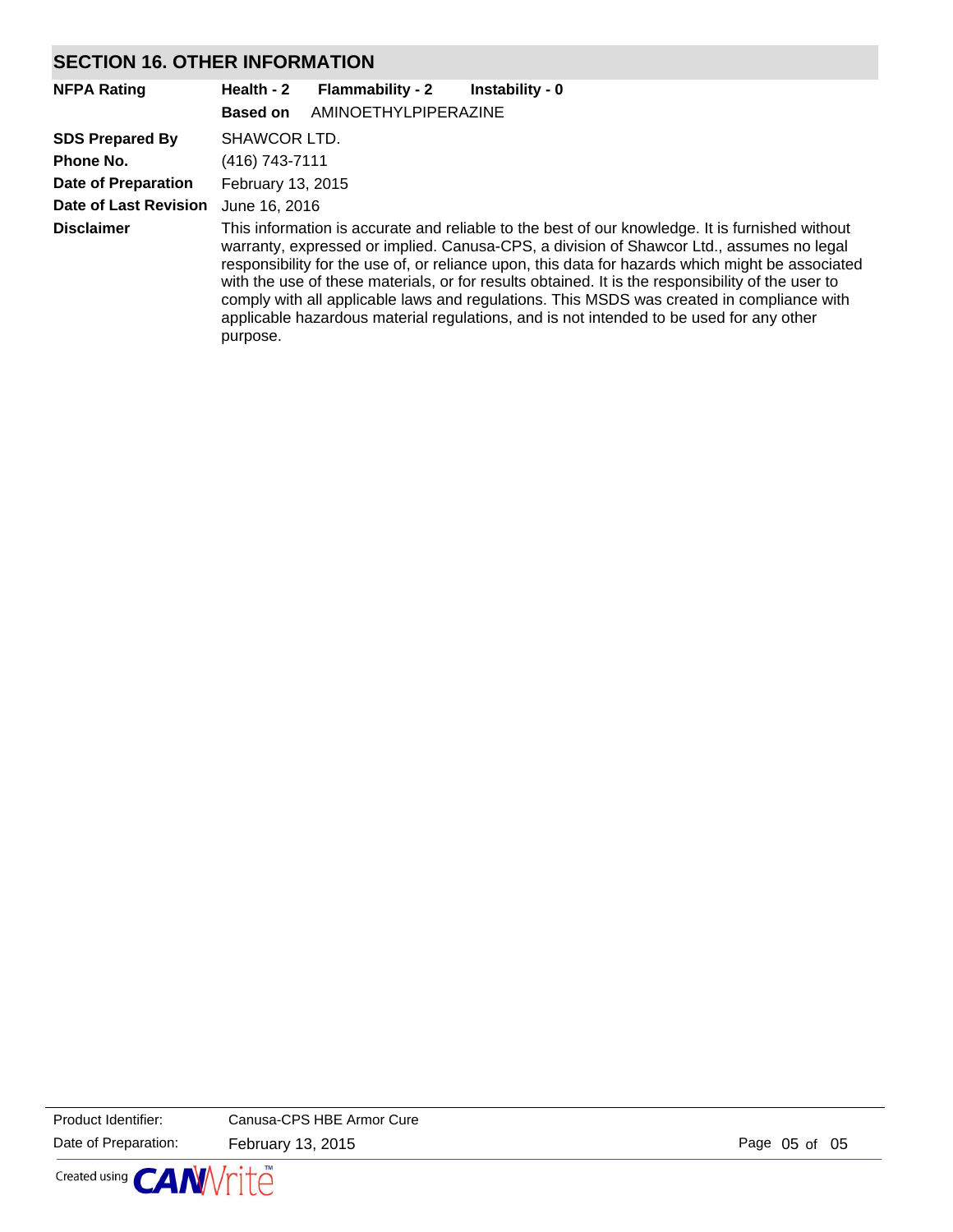## SECTION 16. OTHER INFORMATION

| | |
|---|---|
| **NFPA Rating** | **Health - 2** **Flammability - 2** **Instability - 0** |
| | **Based on** AMINOETHYLPIPERAZINE |
| **SDS Prepared By** | SHAWCOR LTD. |
| **Phone No.** | (416) 743-7111 |
| **Date of Preparation** | February 13, 2015 |
| **Date of Last Revision** | June 16, 2016 |
| **Disclaimer** | This information is accurate and reliable to the best of our knowledge. It is furnished without warranty, expressed or implied. Canusa-CPS, a division of Shawcor Ltd., assumes no legal responsibility for the use of, or reliance upon, this data for hazards which might be associated with the use of these materials, or for results obtained. It is the responsibility of the user to comply with all applicable laws and regulations. This MSDS was created in compliance with applicable hazardous material regulations, and is not intended to be used for any other purpose. |